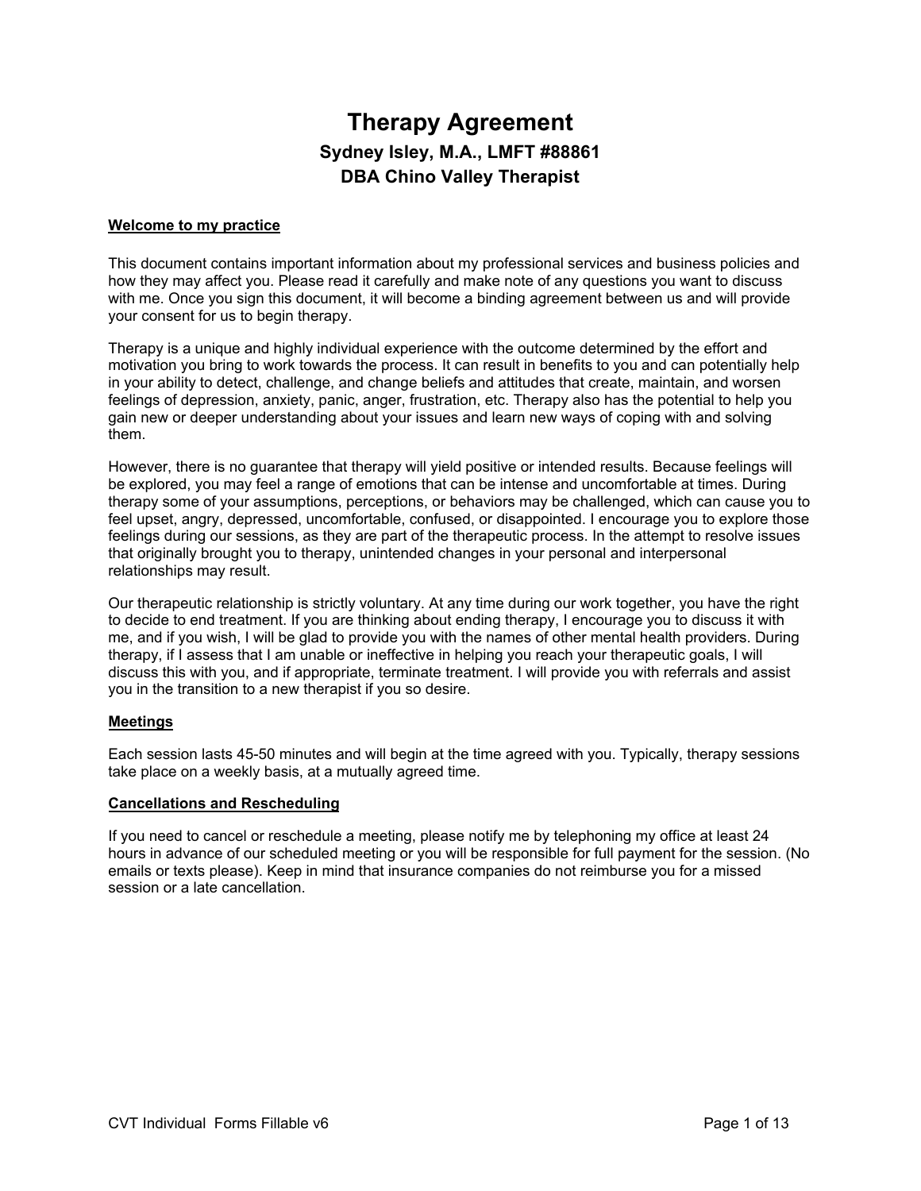# Therapy Agreement

## Sydney Isley, M.A., LMFT #88861
## DBA Chino Valley Therapist

**<u>Welcome to my practice</u>**

This document contains important information about my professional services and business policies and how they may affect you. Please read it carefully and make note of any questions you want to discuss with me. Once you sign this document, it will become a binding agreement between us and will provide your consent for us to begin therapy.

Therapy is a unique and highly individual experience with the outcome determined by the effort and motivation you bring to work towards the process. It can result in benefits to you and can potentially help in your ability to detect, challenge, and change beliefs and attitudes that create, maintain, and worsen feelings of depression, anxiety, panic, anger, frustration, etc. Therapy also has the potential to help you gain new or deeper understanding about your issues and learn new ways of coping with and solving them.

However, there is no guarantee that therapy will yield positive or intended results. Because feelings will be explored, you may feel a range of emotions that can be intense and uncomfortable at times. During therapy some of your assumptions, perceptions, or behaviors may be challenged, which can cause you to feel upset, angry, depressed, uncomfortable, confused, or disappointed. I encourage you to explore those feelings during our sessions, as they are part of the therapeutic process. In the attempt to resolve issues that originally brought you to therapy, unintended changes in your personal and interpersonal relationships may result.

Our therapeutic relationship is strictly voluntary. At any time during our work together, you have the right to decide to end treatment. If you are thinking about ending therapy, I encourage you to discuss it with me, and if you wish, I will be glad to provide you with the names of other mental health providers. During therapy, if I assess that I am unable or ineffective in helping you reach your therapeutic goals, I will discuss this with you, and if appropriate, terminate treatment. I will provide you with referrals and assist you in the transition to a new therapist if you so desire.

**<u>Meetings</u>**

Each session lasts 45-50 minutes and will begin at the time agreed with you. Typically, therapy sessions take place on a weekly basis, at a mutually agreed time.

**<u>Cancellations and Rescheduling</u>**

If you need to cancel or reschedule a meeting, please notify me by telephoning my office at least 24 hours in advance of our scheduled meeting or you will be responsible for full payment for the session. (No emails or texts please). Keep in mind that insurance companies do not reimburse you for a missed session or a late cancellation.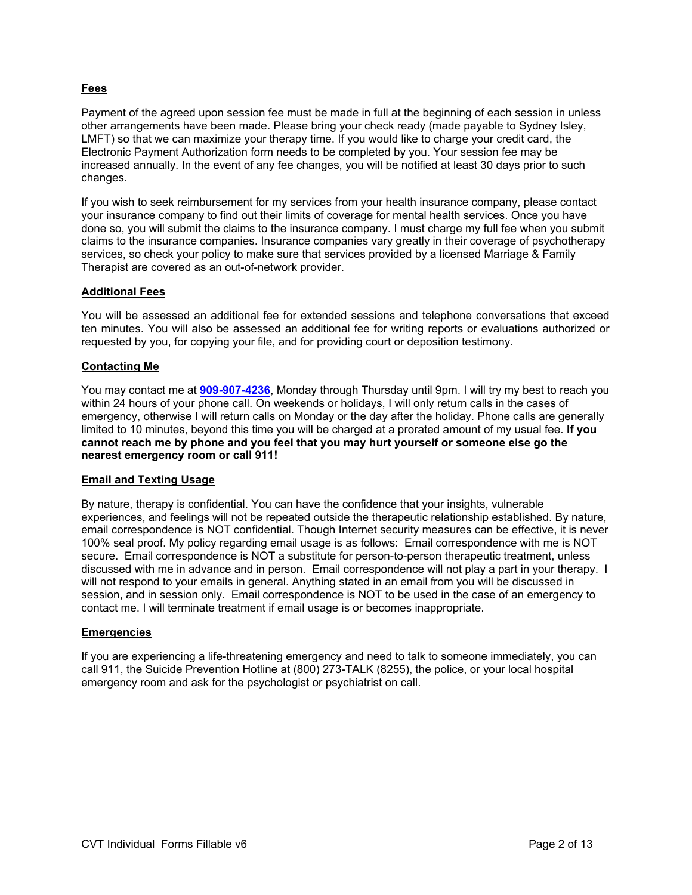## Fees

Payment of the agreed upon session fee must be made in full at the beginning of each session in unless other arrangements have been made. Please bring your check ready (made payable to Sydney Isley, LMFT) so that we can maximize your therapy time. If you would like to charge your credit card, the Electronic Payment Authorization form needs to be completed by you. Your session fee may be increased annually. In the event of any fee changes, you will be notified at least 30 days prior to such changes.

If you wish to seek reimbursement for my services from your health insurance company, please contact your insurance company to find out their limits of coverage for mental health services. Once you have done so, you will submit the claims to the insurance company. I must charge my full fee when you submit claims to the insurance companies. Insurance companies vary greatly in their coverage of psychotherapy services, so check your policy to make sure that services provided by a licensed Marriage & Family Therapist are covered as an out-of-network provider.

## Additional Fees

You will be assessed an additional fee for extended sessions and telephone conversations that exceed ten minutes. You will also be assessed an additional fee for writing reports or evaluations authorized or requested by you, for copying your file, and for providing court or deposition testimony.

## Contacting Me

You may contact me at **909-907-4236**, Monday through Thursday until 9pm. I will try my best to reach you within 24 hours of your phone call. On weekends or holidays, I will only return calls in the cases of emergency, otherwise I will return calls on Monday or the day after the holiday. Phone calls are generally limited to 10 minutes, beyond this time you will be charged at a prorated amount of my usual fee. **If you cannot reach me by phone and you feel that you may hurt yourself or someone else go the nearest emergency room or call 911!**

## Email and Texting Usage

By nature, therapy is confidential. You can have the confidence that your insights, vulnerable experiences, and feelings will not be repeated outside the therapeutic relationship established. By nature, email correspondence is NOT confidential. Though Internet security measures can be effective, it is never 100% seal proof. My policy regarding email usage is as follows: Email correspondence with me is NOT secure. Email correspondence is NOT a substitute for person-to-person therapeutic treatment, unless discussed with me in advance and in person. Email correspondence will not play a part in your therapy. I will not respond to your emails in general. Anything stated in an email from you will be discussed in session, and in session only. Email correspondence is NOT to be used in the case of an emergency to contact me. I will terminate treatment if email usage is or becomes inappropriate.

## Emergencies

If you are experiencing a life-threatening emergency and need to talk to someone immediately, you can call 911, the Suicide Prevention Hotline at (800) 273-TALK (8255), the police, or your local hospital emergency room and ask for the psychologist or psychiatrist on call.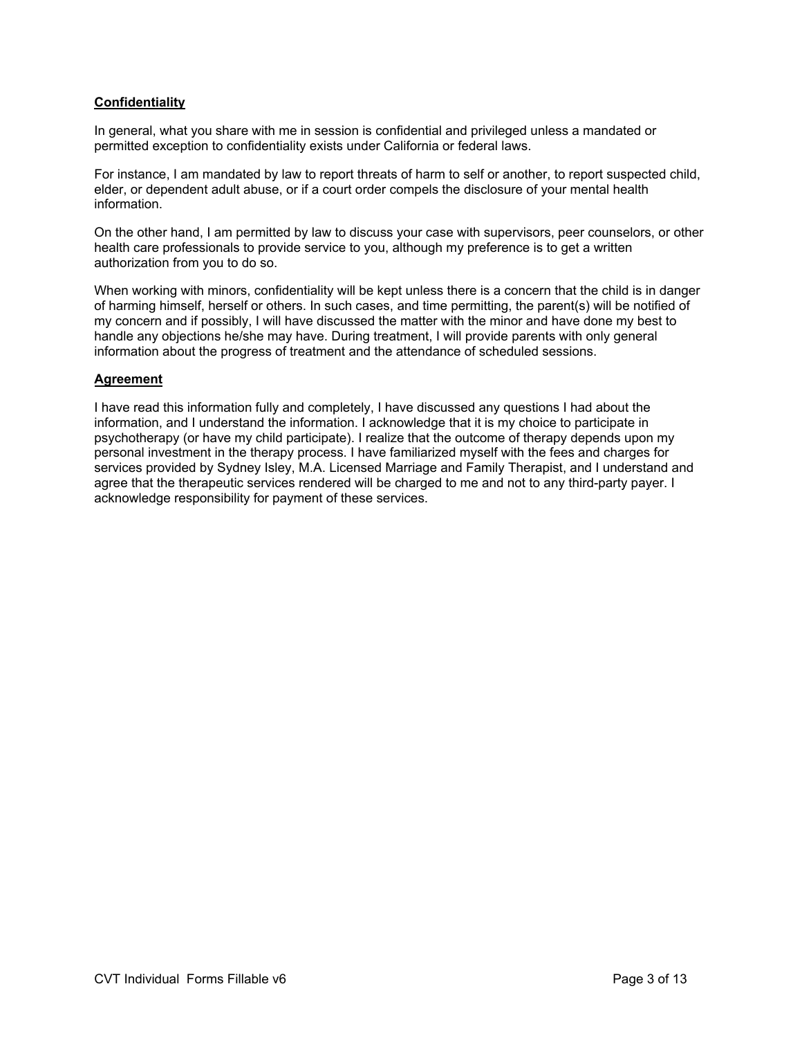**Confidentiality**

In general, what you share with me in session is confidential and privileged unless a mandated or permitted exception to confidentiality exists under California or federal laws.

For instance, I am mandated by law to report threats of harm to self or another, to report suspected child, elder, or dependent adult abuse, or if a court order compels the disclosure of your mental health information.

On the other hand, I am permitted by law to discuss your case with supervisors, peer counselors, or other health care professionals to provide service to you, although my preference is to get a written authorization from you to do so.

When working with minors, confidentiality will be kept unless there is a concern that the child is in danger of harming himself, herself or others. In such cases, and time permitting, the parent(s) will be notified of my concern and if possibly, I will have discussed the matter with the minor and have done my best to handle any objections he/she may have. During treatment, I will provide parents with only general information about the progress of treatment and the attendance of scheduled sessions.

**Agreement**

I have read this information fully and completely, I have discussed any questions I had about the information, and I understand the information. I acknowledge that it is my choice to participate in psychotherapy (or have my child participate). I realize that the outcome of therapy depends upon my personal investment in the therapy process. I have familiarized myself with the fees and charges for services provided by Sydney Isley, M.A. Licensed Marriage and Family Therapist, and I understand and agree that the therapeutic services rendered will be charged to me and not to any third-party payer. I acknowledge responsibility for payment of these services.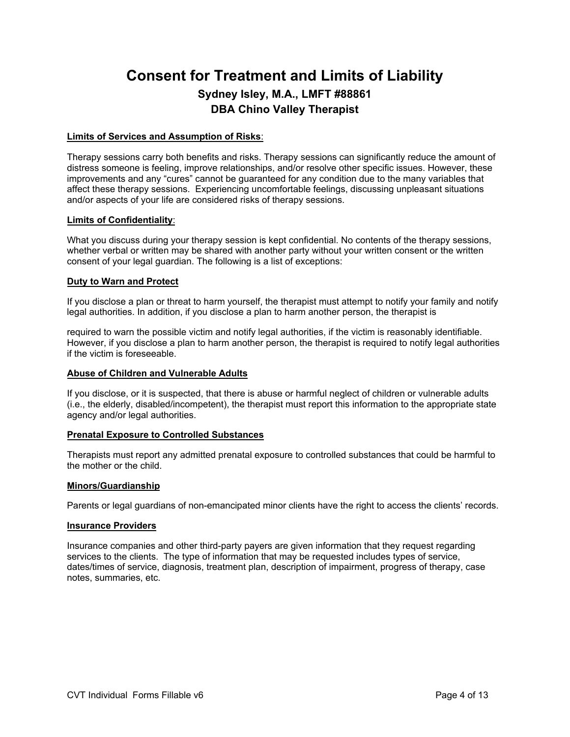# Consent for Treatment and Limits of Liability

## Sydney Isley, M.A., LMFT #88861

## DBA Chino Valley Therapist

**Limits of Services and Assumption of Risks**:

Therapy sessions carry both benefits and risks. Therapy sessions can significantly reduce the amount of distress someone is feeling, improve relationships, and/or resolve other specific issues. However, these improvements and any "cures" cannot be guaranteed for any condition due to the many variables that affect these therapy sessions. Experiencing uncomfortable feelings, discussing unpleasant situations and/or aspects of your life are considered risks of therapy sessions.

**Limits of Confidentiality**:

What you discuss during your therapy session is kept confidential. No contents of the therapy sessions, whether verbal or written may be shared with another party without your written consent or the written consent of your legal guardian. The following is a list of exceptions:

**Duty to Warn and Protect**

If you disclose a plan or threat to harm yourself, the therapist must attempt to notify your family and notify legal authorities. In addition, if you disclose a plan to harm another person, the therapist is

required to warn the possible victim and notify legal authorities, if the victim is reasonably identifiable. However, if you disclose a plan to harm another person, the therapist is required to notify legal authorities if the victim is foreseeable.

**Abuse of Children and Vulnerable Adults**

If you disclose, or it is suspected, that there is abuse or harmful neglect of children or vulnerable adults (i.e., the elderly, disabled/incompetent), the therapist must report this information to the appropriate state agency and/or legal authorities.

**Prenatal Exposure to Controlled Substances**

Therapists must report any admitted prenatal exposure to controlled substances that could be harmful to the mother or the child.

**Minors/Guardianship**

Parents or legal guardians of non-emancipated minor clients have the right to access the clients' records.

**Insurance Providers**

Insurance companies and other third-party payers are given information that they request regarding services to the clients. The type of information that may be requested includes types of service, dates/times of service, diagnosis, treatment plan, description of impairment, progress of therapy, case notes, summaries, etc.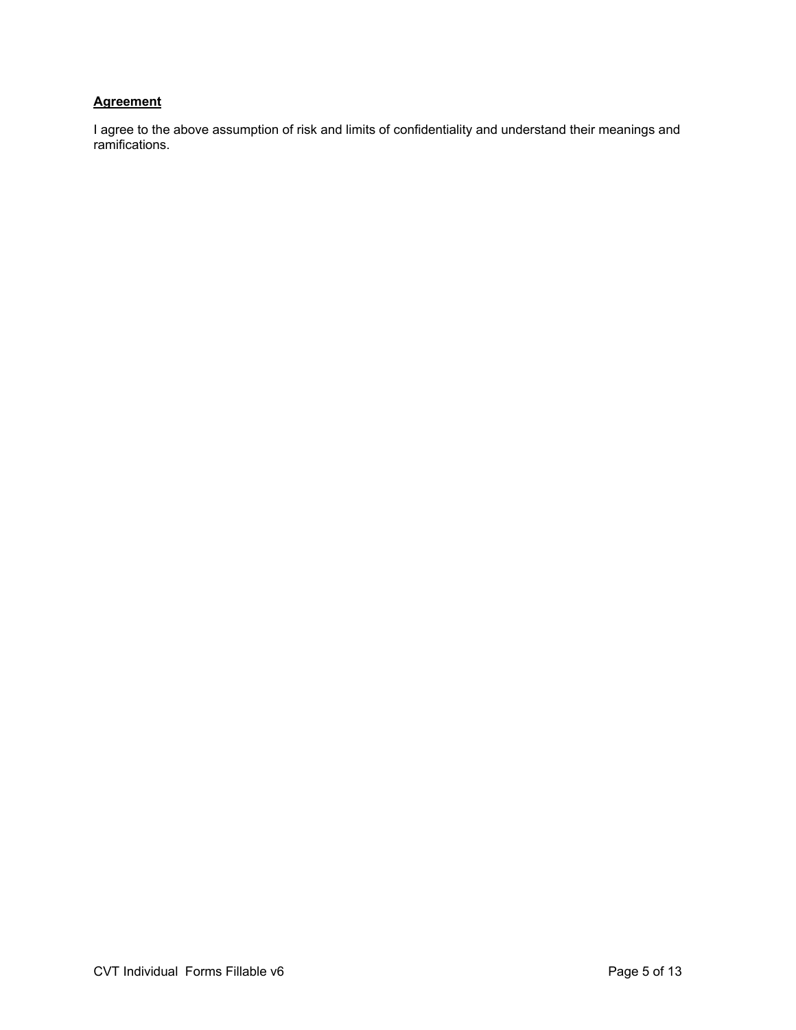**Agreement**

I agree to the above assumption of risk and limits of confidentiality and understand their meanings and ramifications.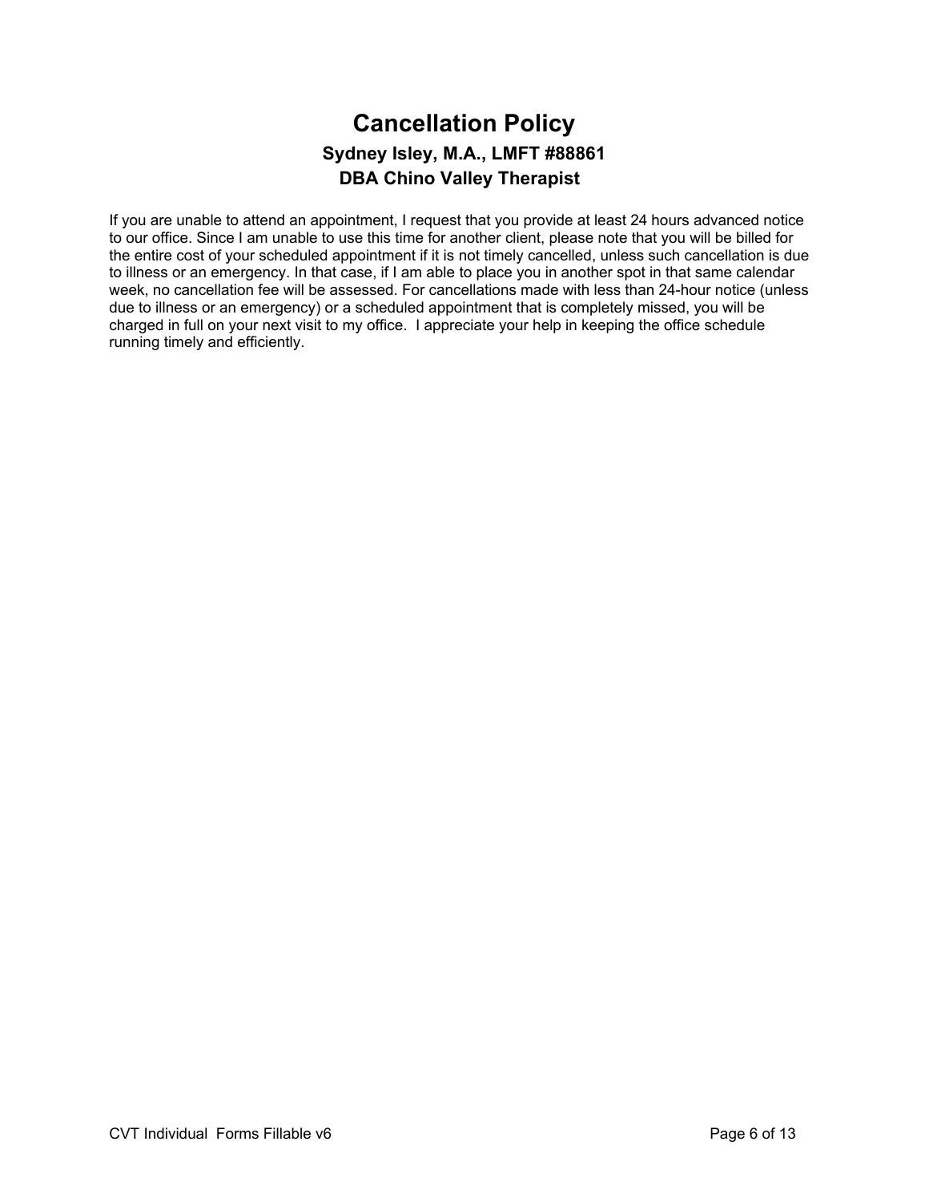# Cancellation Policy

### Sydney Isley, M.A., LMFT #88861
### DBA Chino Valley Therapist

If you are unable to attend an appointment, I request that you provide at least 24 hours advanced notice to our office. Since I am unable to use this time for another client, please note that you will be billed for the entire cost of your scheduled appointment if it is not timely cancelled, unless such cancellation is due to illness or an emergency. In that case, if I am able to place you in another spot in that same calendar week, no cancellation fee will be assessed. For cancellations made with less than 24-hour notice (unless due to illness or an emergency) or a scheduled appointment that is completely missed, you will be charged in full on your next visit to my office. I appreciate your help in keeping the office schedule running timely and efficiently.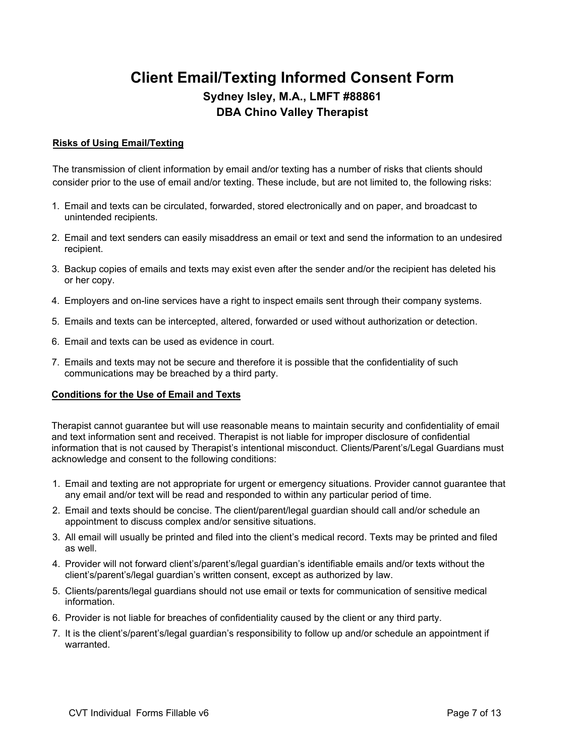# Client Email/Texting Informed Consent Form

## Sydney Isley, M.A., LMFT #88861
## DBA Chino Valley Therapist

**Risks of Using Email/Texting**

The transmission of client information by email and/or texting has a number of risks that clients should consider prior to the use of email and/or texting. These include, but are not limited to, the following risks:

1. Email and texts can be circulated, forwarded, stored electronically and on paper, and broadcast to unintended recipients.
2. Email and text senders can easily misaddress an email or text and send the information to an undesired recipient.
3. Backup copies of emails and texts may exist even after the sender and/or the recipient has deleted his or her copy.
4. Employers and on-line services have a right to inspect emails sent through their company systems.
5. Emails and texts can be intercepted, altered, forwarded or used without authorization or detection.
6. Email and texts can be used as evidence in court.
7. Emails and texts may not be secure and therefore it is possible that the confidentiality of such communications may be breached by a third party.

**Conditions for the Use of Email and Texts**

Therapist cannot guarantee but will use reasonable means to maintain security and confidentiality of email and text information sent and received. Therapist is not liable for improper disclosure of confidential information that is not caused by Therapist's intentional misconduct. Clients/Parent's/Legal Guardians must acknowledge and consent to the following conditions:

1. Email and texting are not appropriate for urgent or emergency situations. Provider cannot guarantee that any email and/or text will be read and responded to within any particular period of time.
2. Email and texts should be concise. The client/parent/legal guardian should call and/or schedule an appointment to discuss complex and/or sensitive situations.
3. All email will usually be printed and filed into the client's medical record. Texts may be printed and filed as well.
4. Provider will not forward client's/parent's/legal guardian's identifiable emails and/or texts without the client's/parent's/legal guardian's written consent, except as authorized by law.
5. Clients/parents/legal guardians should not use email or texts for communication of sensitive medical information.
6. Provider is not liable for breaches of confidentiality caused by the client or any third party.
7. It is the client's/parent's/legal guardian's responsibility to follow up and/or schedule an appointment if warranted.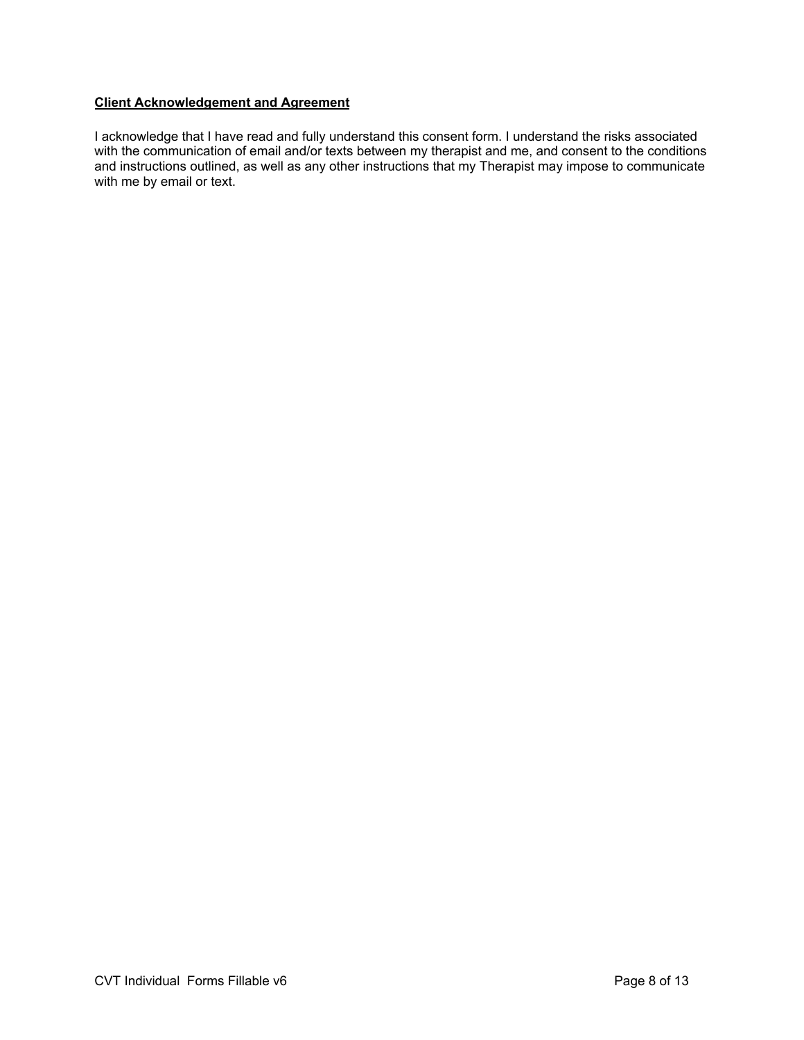**Client Acknowledgement and Agreement**

I acknowledge that I have read and fully understand this consent form. I understand the risks associated with the communication of email and/or texts between my therapist and me, and consent to the conditions and instructions outlined, as well as any other instructions that my Therapist may impose to communicate with me by email or text.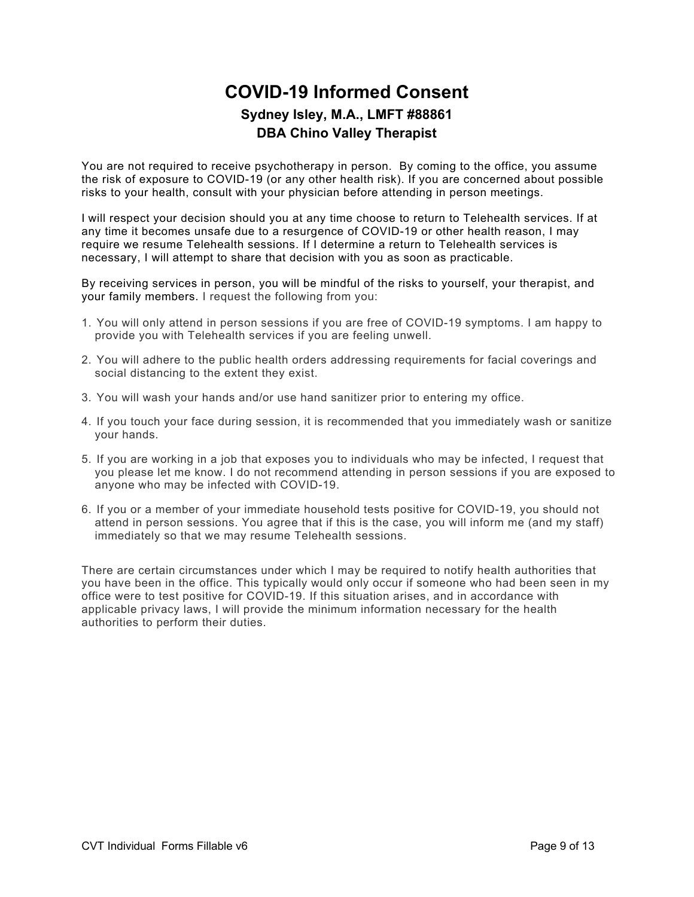# COVID-19 Informed Consent

### Sydney Isley, M.A., LMFT #88861
### DBA Chino Valley Therapist

You are not required to receive psychotherapy in person. By coming to the office, you assume the risk of exposure to COVID-19 (or any other health risk). If you are concerned about possible risks to your health, consult with your physician before attending in person meetings.

I will respect your decision should you at any time choose to return to Telehealth services. If at any time it becomes unsafe due to a resurgence of COVID-19 or other health reason, I may require we resume Telehealth sessions. If I determine a return to Telehealth services is necessary, I will attempt to share that decision with you as soon as practicable.

By receiving services in person, you will be mindful of the risks to yourself, your therapist, and your family members. I request the following from you:

1. You will only attend in person sessions if you are free of COVID-19 symptoms. I am happy to provide you with Telehealth services if you are feeling unwell.
2. You will adhere to the public health orders addressing requirements for facial coverings and social distancing to the extent they exist.
3. You will wash your hands and/or use hand sanitizer prior to entering my office.
4. If you touch your face during session, it is recommended that you immediately wash or sanitize your hands.
5. If you are working in a job that exposes you to individuals who may be infected, I request that you please let me know. I do not recommend attending in person sessions if you are exposed to anyone who may be infected with COVID-19.
6. If you or a member of your immediate household tests positive for COVID-19, you should not attend in person sessions. You agree that if this is the case, you will inform me (and my staff) immediately so that we may resume Telehealth sessions.

There are certain circumstances under which I may be required to notify health authorities that you have been in the office. This typically would only occur if someone who had been seen in my office were to test positive for COVID-19. If this situation arises, and in accordance with applicable privacy laws, I will provide the minimum information necessary for the health authorities to perform their duties.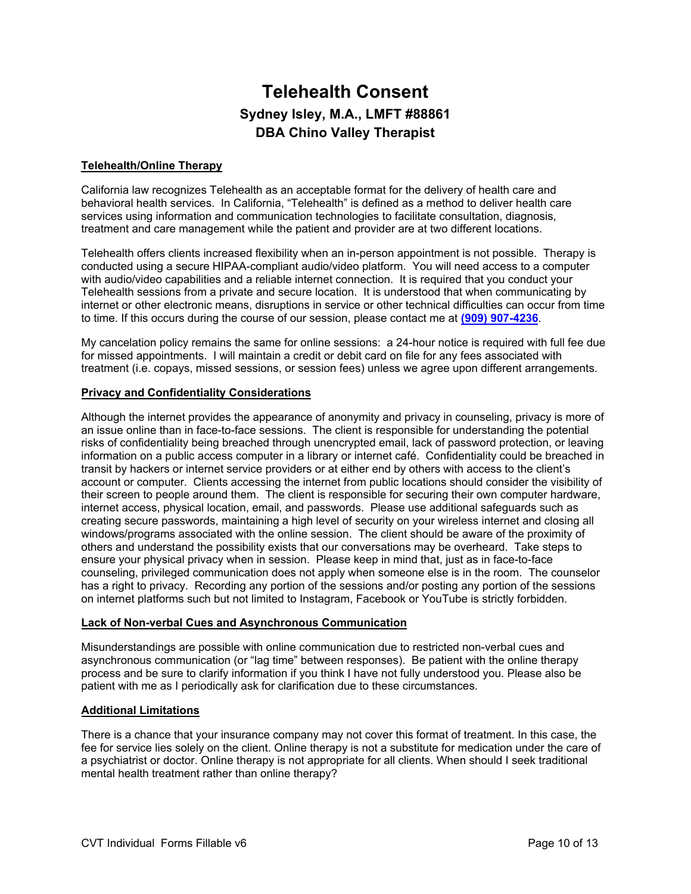# Telehealth Consent

## Sydney Isley, M.A., LMFT #88861

## DBA Chino Valley Therapist

### Telehealth/Online Therapy

California law recognizes Telehealth as an acceptable format for the delivery of health care and behavioral health services. In California, "Telehealth" is defined as a method to deliver health care services using information and communication technologies to facilitate consultation, diagnosis, treatment and care management while the patient and provider are at two different locations.

Telehealth offers clients increased flexibility when an in-person appointment is not possible. Therapy is conducted using a secure HIPAA-compliant audio/video platform. You will need access to a computer with audio/video capabilities and a reliable internet connection. It is required that you conduct your Telehealth sessions from a private and secure location. It is understood that when communicating by internet or other electronic means, disruptions in service or other technical difficulties can occur from time to time. If this occurs during the course of our session, please contact me at **(909) 907-4236**.

My cancelation policy remains the same for online sessions: a 24-hour notice is required with full fee due for missed appointments. I will maintain a credit or debit card on file for any fees associated with treatment (i.e. copays, missed sessions, or session fees) unless we agree upon different arrangements.

### Privacy and Confidentiality Considerations

Although the internet provides the appearance of anonymity and privacy in counseling, privacy is more of an issue online than in face-to-face sessions. The client is responsible for understanding the potential risks of confidentiality being breached through unencrypted email, lack of password protection, or leaving information on a public access computer in a library or internet café. Confidentiality could be breached in transit by hackers or internet service providers or at either end by others with access to the client's account or computer. Clients accessing the internet from public locations should consider the visibility of their screen to people around them. The client is responsible for securing their own computer hardware, internet access, physical location, email, and passwords. Please use additional safeguards such as creating secure passwords, maintaining a high level of security on your wireless internet and closing all windows/programs associated with the online session. The client should be aware of the proximity of others and understand the possibility exists that our conversations may be overheard. Take steps to ensure your physical privacy when in session. Please keep in mind that, just as in face-to-face counseling, privileged communication does not apply when someone else is in the room. The counselor has a right to privacy. Recording any portion of the sessions and/or posting any portion of the sessions on internet platforms such but not limited to Instagram, Facebook or YouTube is strictly forbidden.

### Lack of Non-verbal Cues and Asynchronous Communication

Misunderstandings are possible with online communication due to restricted non-verbal cues and asynchronous communication (or "lag time" between responses). Be patient with the online therapy process and be sure to clarify information if you think I have not fully understood you. Please also be patient with me as I periodically ask for clarification due to these circumstances.

### Additional Limitations

There is a chance that your insurance company may not cover this format of treatment. In this case, the fee for service lies solely on the client. Online therapy is not a substitute for medication under the care of a psychiatrist or doctor. Online therapy is not appropriate for all clients. When should I seek traditional mental health treatment rather than online therapy?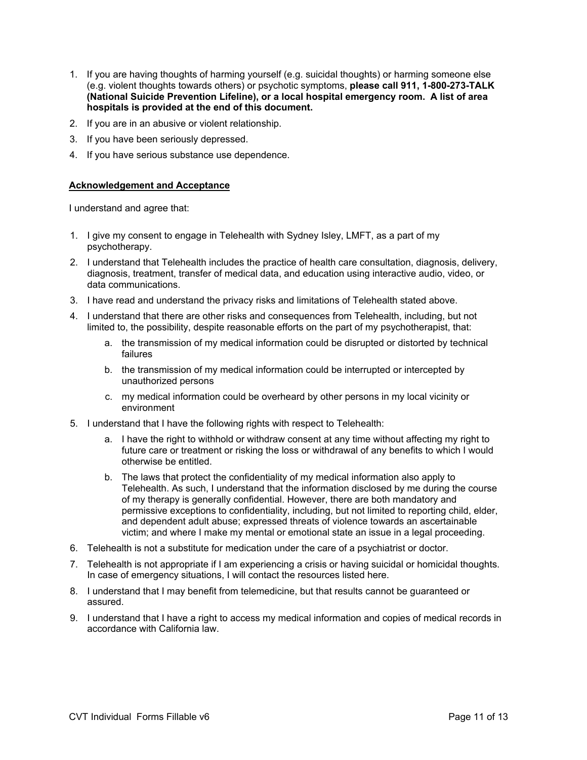1. If you are having thoughts of harming yourself (e.g. suicidal thoughts) or harming someone else (e.g. violent thoughts towards others) or psychotic symptoms, **please call 911, 1-800-273-TALK (National Suicide Prevention Lifeline), or a local hospital emergency room. A list of area hospitals is provided at the end of this document.**
2. If you are in an abusive or violent relationship.
3. If you have been seriously depressed.
4. If you have serious substance use dependence.

**Acknowledgement and Acceptance**

I understand and agree that:

1. I give my consent to engage in Telehealth with Sydney Isley, LMFT, as a part of my psychotherapy.
2. I understand that Telehealth includes the practice of health care consultation, diagnosis, delivery, diagnosis, treatment, transfer of medical data, and education using interactive audio, video, or data communications.
3. I have read and understand the privacy risks and limitations of Telehealth stated above.
4. I understand that there are other risks and consequences from Telehealth, including, but not limited to, the possibility, despite reasonable efforts on the part of my psychotherapist, that:
    a. the transmission of my medical information could be disrupted or distorted by technical failures
    b. the transmission of my medical information could be interrupted or intercepted by unauthorized persons
    c. my medical information could be overheard by other persons in my local vicinity or environment
5. I understand that I have the following rights with respect to Telehealth:
    a. I have the right to withhold or withdraw consent at any time without affecting my right to future care or treatment or risking the loss or withdrawal of any benefits to which I would otherwise be entitled.
    b. The laws that protect the confidentiality of my medical information also apply to Telehealth. As such, I understand that the information disclosed by me during the course of my therapy is generally confidential. However, there are both mandatory and permissive exceptions to confidentiality, including, but not limited to reporting child, elder, and dependent adult abuse; expressed threats of violence towards an ascertainable victim; and where I make my mental or emotional state an issue in a legal proceeding.
6. Telehealth is not a substitute for medication under the care of a psychiatrist or doctor.
7. Telehealth is not appropriate if I am experiencing a crisis or having suicidal or homicidal thoughts. In case of emergency situations, I will contact the resources listed here.
8. I understand that I may benefit from telemedicine, but that results cannot be guaranteed or assured.
9. I understand that I have a right to access my medical information and copies of medical records in accordance with California law.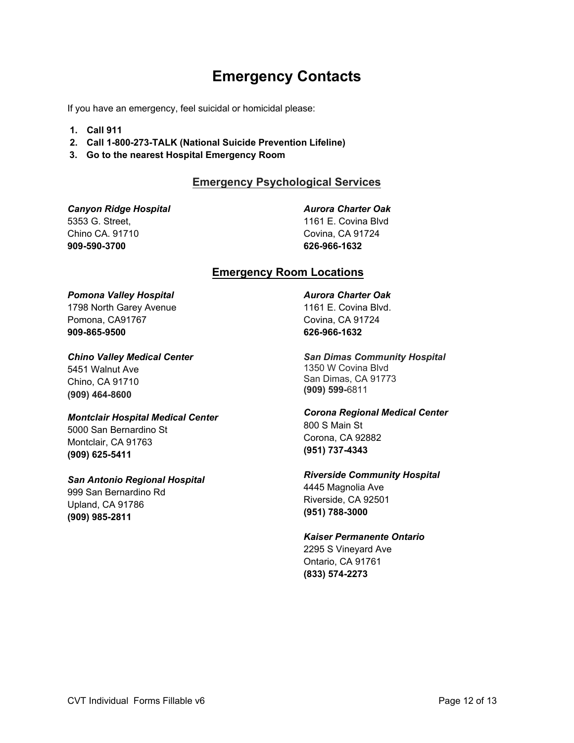# Emergency Contacts

If you have an emergency, feel suicidal or homicidal please:

1. **Call 911**
2. **Call 1-800-273-TALK (National Suicide Prevention Lifeline)**
3. **Go to the nearest Hospital Emergency Room**

## Emergency Psychological Services

***Canyon Ridge Hospital***
5353 G. Street,
Chino CA. 91710
**909-590-3700**

***Aurora Charter Oak***
1161 E. Covina Blvd
Covina, CA 91724
**626-966-1632**

## Emergency Room Locations

***Pomona Valley Hospital***
1798 North Garey Avenue
Pomona, CA91767
**909-865-9500**

***Chino Valley Medical Center***
5451 Walnut Ave
Chino, CA 91710
**(909) 464-8600**

***Montclair Hospital Medical Center***
5000 San Bernardino St
Montclair, CA 91763
**(909) 625-5411**

***San Antonio Regional Hospital***
999 San Bernardino Rd
Upland, CA 91786
**(909) 985-2811**

***Aurora Charter Oak***
1161 E. Covina Blvd.
Covina, CA 91724
**626-966-1632**

***San Dimas Community Hospital***
1350 W Covina Blvd
San Dimas, CA 91773
**(909) 599-**6811

***Corona Regional Medical Center***
800 S Main St
Corona, CA 92882
**(951) 737-4343**

***Riverside Community Hospital***
4445 Magnolia Ave
Riverside, CA 92501
**(951) 788-3000**

***Kaiser Permanente Ontario***
2295 S Vineyard Ave
Ontario, CA 91761
**(833) 574-2273**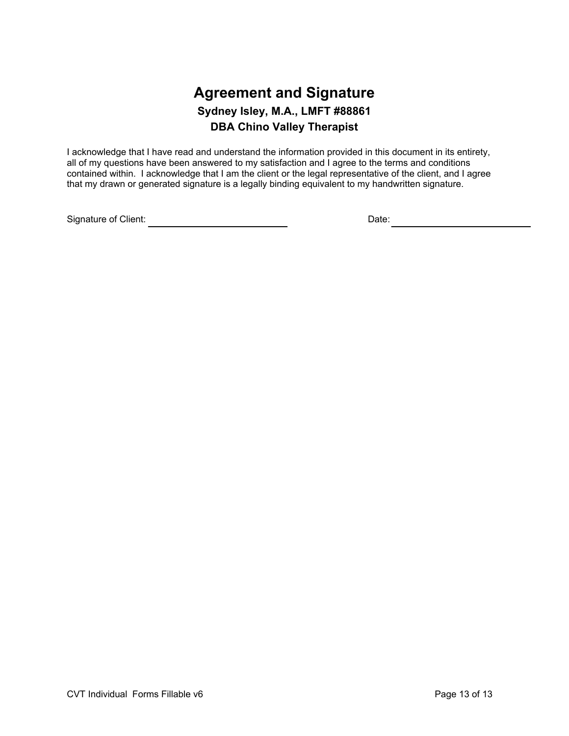# Agreement and Signature

### Sydney Isley, M.A., LMFT #88861

### DBA Chino Valley Therapist

I acknowledge that I have read and understand the information provided in this document in its entirety, all of my questions have been answered to my satisfaction and I agree to the terms and conditions contained within. I acknowledge that I am the client or the legal representative of the client, and I agree that my drawn or generated signature is a legally binding equivalent to my handwritten signature.

Signature of Client: ______________________________ Date: ______________________________